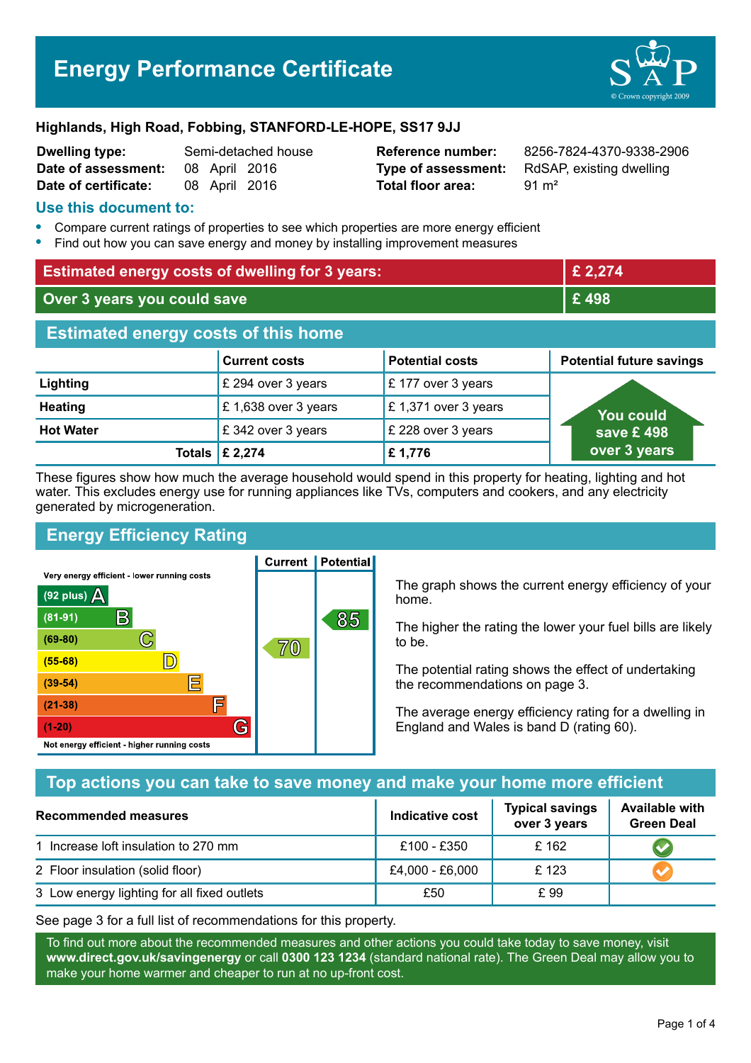# Energy Performance Certificate

**Highlands, High Road, Fobbing, STANFORD-LE-HOPE, SS17 9JJ**

| | | | |
|---|---|---|---|
| **Dwelling type:** | Semi-detached house | **Reference number:** | 8256-7824-4370-9338-2906 |
| **Date of assessment:** | 08 April 2016 | **Type of assessment:** | RdSAP, existing dwelling |
| **Date of certificate:** | 08 April 2016 | **Total floor area:** | 91 m² |

## Use this document to:

- Compare current ratings of properties to see which properties are more energy efficient
- Find out how you can save energy and money by installing improvement measures

| | |
|---|---|
| **Estimated energy costs of dwelling for 3 years:** | **£ 2,274** |
| **Over 3 years you could save** | **£ 498** |

## Estimated energy costs of this home

| | Current costs | Potential costs | Potential future savings |
|---|---|---|---|
| **Lighting** | £ 294 over 3 years | £ 177 over 3 years | You could save £ 498 over 3 years |
| **Heating** | £ 1,638 over 3 years | £ 1,371 over 3 years | |
| **Hot Water** | £ 342 over 3 years | £ 228 over 3 years | |
| **Totals** | **£ 2,274** | **£ 1,776** | |

These figures show how much the average household would spend in this property for heating, lighting and hot water. This excludes energy use for running appliances like TVs, computers and cookers, and any electricity generated by microgeneration.

## Energy Efficiency Rating

| Rating band | Current | Potential |
|---|---|---|
| Very energy efficient - lower running costs | | |
| (92 plus) A | | |
| (81-91) B | | 85 |
| (69-80) C | 70 | |
| (55-68) D | | |
| (39-54) E | | |
| (21-38) F | | |
| (1-20) G | | |
| Not energy efficient - higher running costs | | |

The graph shows the current energy efficiency of your home.

The higher the rating the lower your fuel bills are likely to be.

The potential rating shows the effect of undertaking the recommendations on page 3.

The average energy efficiency rating for a dwelling in England and Wales is band D (rating 60).

## Top actions you can take to save money and make your home more efficient

| Recommended measures | Indicative cost | Typical savings over 3 years | Available with Green Deal |
|---|---|---|---|
| 1 Increase loft insulation to 270 mm | £100 - £350 | £ 162 | ✔ |
| 2 Floor insulation (solid floor) | £4,000 - £6,000 | £ 123 | ✔ |
| 3 Low energy lighting for all fixed outlets | £50 | £ 99 | |

See page 3 for a full list of recommendations for this property.

To find out more about the recommended measures and other actions you could take today to save money, visit **www.direct.gov.uk/savingenergy** or call **0300 123 1234** (standard national rate). The Green Deal may allow you to make your home warmer and cheaper to run at no up-front cost.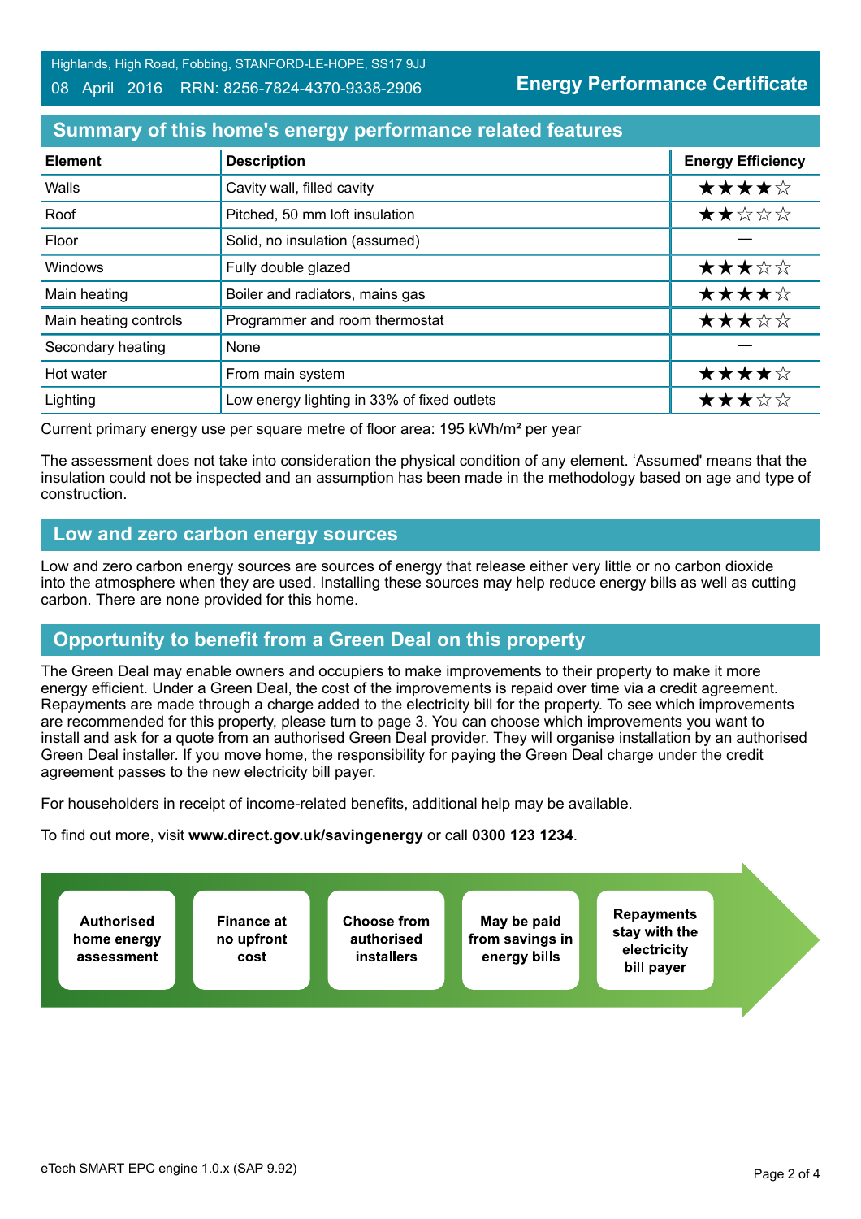Highlands, High Road, Fobbing, STANFORD-LE-HOPE, SS17 9JJ

08 April 2016 RRN: 8256-7824-4370-9338-2906

**Energy Performance Certificate**

## Summary of this home's energy performance related features

| Element | Description | Energy Efficiency |
|---|---|---|
| Walls | Cavity wall, filled cavity | ★★★★☆ |
| Roof | Pitched, 50 mm loft insulation | ★★☆☆☆ |
| Floor | Solid, no insulation (assumed) | — |
| Windows | Fully double glazed | ★★★☆☆ |
| Main heating | Boiler and radiators, mains gas | ★★★★☆ |
| Main heating controls | Programmer and room thermostat | ★★★☆☆ |
| Secondary heating | None | — |
| Hot water | From main system | ★★★★☆ |
| Lighting | Low energy lighting in 33% of fixed outlets | ★★★☆☆ |

Current primary energy use per square metre of floor area: 195 kWh/m² per year

The assessment does not take into consideration the physical condition of any element. 'Assumed' means that the insulation could not be inspected and an assumption has been made in the methodology based on age and type of construction.

## Low and zero carbon energy sources

Low and zero carbon energy sources are sources of energy that release either very little or no carbon dioxide into the atmosphere when they are used. Installing these sources may help reduce energy bills as well as cutting carbon. There are none provided for this home.

## Opportunity to benefit from a Green Deal on this property

The Green Deal may enable owners and occupiers to make improvements to their property to make it more energy efficient. Under a Green Deal, the cost of the improvements is repaid over time via a credit agreement. Repayments are made through a charge added to the electricity bill for the property. To see which improvements are recommended for this property, please turn to page 3. You can choose which improvements you want to install and ask for a quote from an authorised Green Deal provider. They will organise installation by an authorised Green Deal installer. If you move home, the responsibility for paying the Green Deal charge under the credit agreement passes to the new electricity bill payer.

For householders in receipt of income-related benefits, additional help may be available.

To find out more, visit **www.direct.gov.uk/savingenergy** or call **0300 123 1234**.

- **Authorised home energy assessment**
- **Finance at no upfront cost**
- **Choose from authorised installers**
- **May be paid from savings in energy bills**
- **Repayments stay with the electricity bill payer**

eTech SMART EPC engine 1.0.x (SAP 9.92)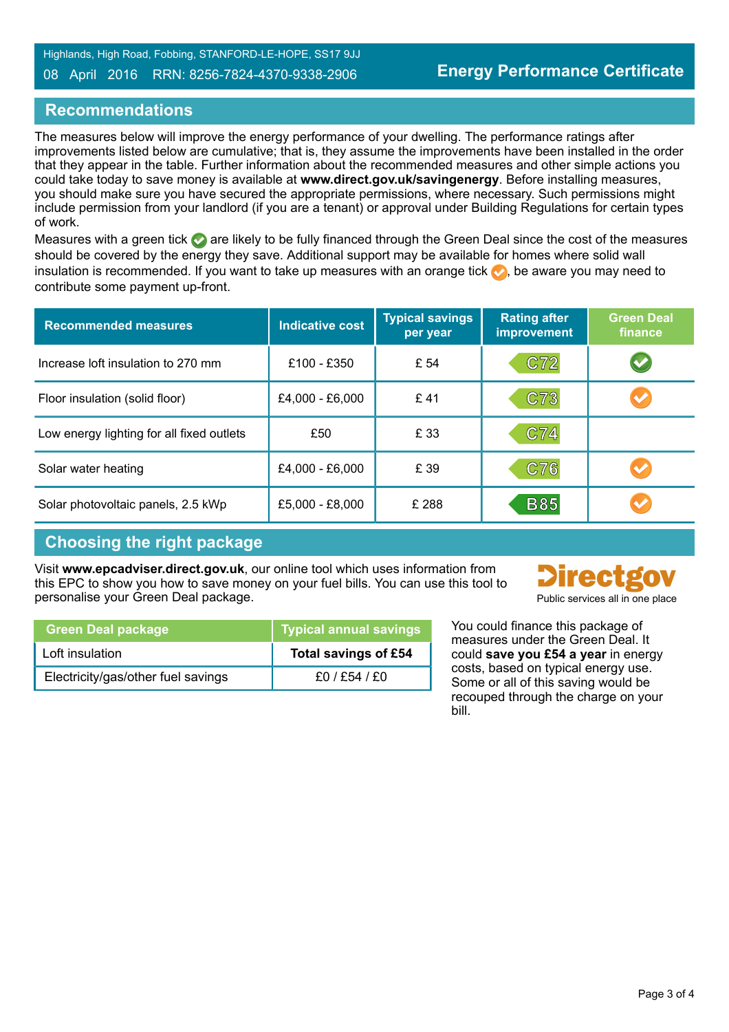Highlands, High Road, Fobbing, STANFORD-LE-HOPE, SS17 9JJ

08 April 2016 RRN: 8256-7824-4370-9338-2906

**Energy Performance Certificate**

## Recommendations

The measures below will improve the energy performance of your dwelling. The performance ratings after improvements listed below are cumulative; that is, they assume the improvements have been installed in the order that they appear in the table. Further information about the recommended measures and other simple actions you could take today to save money is available at **www.direct.gov.uk/savingenergy**. Before installing measures, you should make sure you have secured the appropriate permissions, where necessary. Such permissions might include permission from your landlord (if you are a tenant) or approval under Building Regulations for certain types of work.

Measures with a green tick ✔ are likely to be fully financed through the Green Deal since the cost of the measures should be covered by the energy they save. Additional support may be available for homes where solid wall insulation is recommended. If you want to take up measures with an orange tick ✔, be aware you may need to contribute some payment up-front.

| Recommended measures | Indicative cost | Typical savings per year | Rating after improvement | Green Deal finance |
|---|---|---|---|---|
| Increase loft insulation to 270 mm | £100 - £350 | £ 54 | C72 | ✔ (green) |
| Floor insulation (solid floor) | £4,000 - £6,000 | £ 41 | C73 | ✔ (orange) |
| Low energy lighting for all fixed outlets | £50 | £ 33 | C74 | |
| Solar water heating | £4,000 - £6,000 | £ 39 | C76 | ✔ (orange) |
| Solar photovoltaic panels, 2.5 kWp | £5,000 - £8,000 | £ 288 | B85 | ✔ (orange) |

## Choosing the right package

Visit **www.epcadviser.direct.gov.uk**, our online tool which uses information from this EPC to show you how to save money on your fuel bills. You can use this tool to personalise your Green Deal package.

Directgov
Public services all in one place

| Green Deal package | Typical annual savings |
|---|---|
| Loft insulation | **Total savings of £54** |
| Electricity/gas/other fuel savings | £0 / £54 / £0 |

You could finance this package of measures under the Green Deal. It could **save you £54 a year** in energy costs, based on typical energy use. Some or all of this saving would be recouped through the charge on your bill.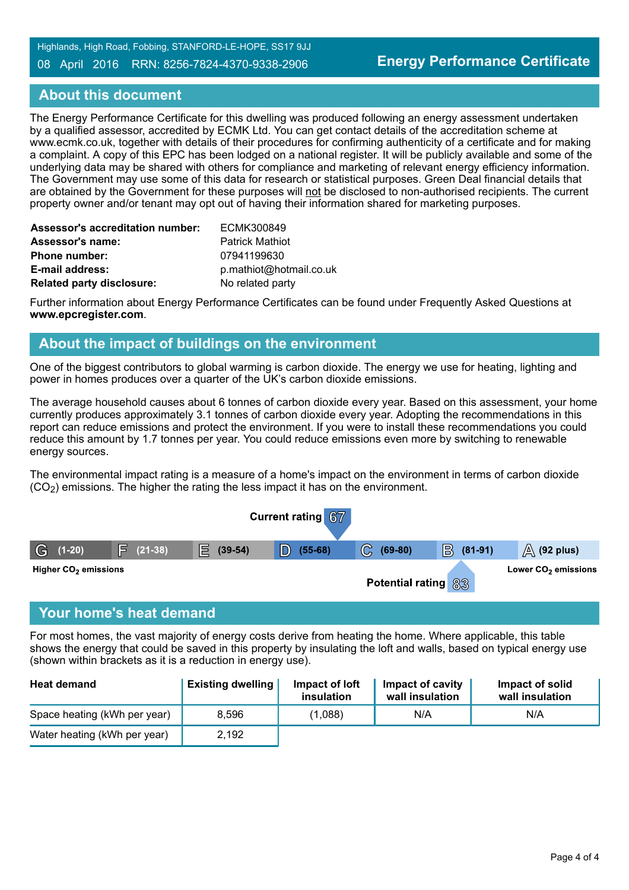Highlands, High Road, Fobbing, STANFORD-LE-HOPE, SS17 9JJ

08 April 2016 RRN: 8256-7824-4370-9338-2906

**Energy Performance Certificate**

## About this document

The Energy Performance Certificate for this dwelling was produced following an energy assessment undertaken by a qualified assessor, accredited by ECMK Ltd. You can get contact details of the accreditation scheme at www.ecmk.co.uk, together with details of their procedures for confirming authenticity of a certificate and for making a complaint. A copy of this EPC has been lodged on a national register. It will be publicly available and some of the underlying data may be shared with others for compliance and marketing of relevant energy efficiency information. The Government may use some of this data for research or statistical purposes. Green Deal financial details that are obtained by the Government for these purposes will not be disclosed to non-authorised recipients. The current property owner and/or tenant may opt out of having their information shared for marketing purposes.

| | |
|---|---|
| **Assessor's accreditation number:** | ECMK300849 |
| **Assessor's name:** | Patrick Mathiot |
| **Phone number:** | 07941199630 |
| **E-mail address:** | p.mathiot@hotmail.co.uk |
| **Related party disclosure:** | No related party |

Further information about Energy Performance Certificates can be found under Frequently Asked Questions at **www.epcregister.com**.

## About the impact of buildings on the environment

One of the biggest contributors to global warming is carbon dioxide. The energy we use for heating, lighting and power in homes produces over a quarter of the UK's carbon dioxide emissions.

The average household causes about 6 tonnes of carbon dioxide every year. Based on this assessment, your home currently produces approximately 3.1 tonnes of carbon dioxide every year. Adopting the recommendations in this report can reduce emissions and protect the environment. If you were to install these recommendations you could reduce this amount by 1.7 tonnes per year. You could reduce emissions even more by switching to renewable energy sources.

The environmental impact rating is a measure of a home's impact on the environment in terms of carbon dioxide ($CO_2$) emissions. The higher the rating the less impact it has on the environment.

Current rating 67

G (1-20)
F (21-38)
E (39-54)
D (55-68)
C (69-80)
B (81-91)
A (92 plus)

Higher $CO_2$ emissions

Lower $CO_2$ emissions

Potential rating 83

## Your home's heat demand

For most homes, the vast majority of energy costs derive from heating the home. Where applicable, this table shows the energy that could be saved in this property by insulating the loft and walls, based on typical energy use (shown within brackets as it is a reduction in energy use).

| Heat demand | Existing dwelling | Impact of loft insulation | Impact of cavity wall insulation | Impact of solid wall insulation |
|---|---|---|---|---|
| Space heating (kWh per year) | 8,596 | (1,088) | N/A | N/A |
| Water heating (kWh per year) | 2,192 | | | |